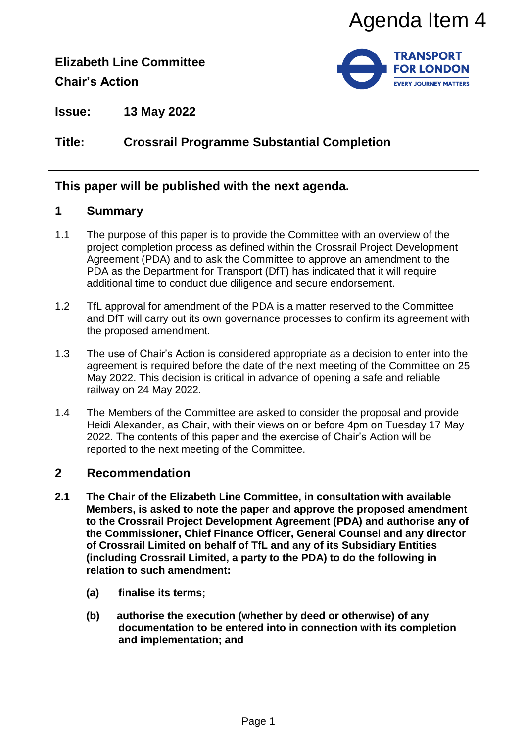Agenda Item 4

**Elizabeth Line Committee**
**Chair's Action**

**Issue:** **13 May 2022**

**Title:** **Crossrail Programme Substantial Completion**

## This paper will be published with the next agenda.

## 1 Summary

1.1 The purpose of this paper is to provide the Committee with an overview of the project completion process as defined within the Crossrail Project Development Agreement (PDA) and to ask the Committee to approve an amendment to the PDA as the Department for Transport (DfT) has indicated that it will require additional time to conduct due diligence and secure endorsement.

1.2 TfL approval for amendment of the PDA is a matter reserved to the Committee and DfT will carry out its own governance processes to confirm its agreement with the proposed amendment.

1.3 The use of Chair's Action is considered appropriate as a decision to enter into the agreement is required before the date of the next meeting of the Committee on 25 May 2022. This decision is critical in advance of opening a safe and reliable railway on 24 May 2022.

1.4 The Members of the Committee are asked to consider the proposal and provide Heidi Alexander, as Chair, with their views on or before 4pm on Tuesday 17 May 2022. The contents of this paper and the exercise of Chair's Action will be reported to the next meeting of the Committee.

## 2 Recommendation

**2.1 The Chair of the Elizabeth Line Committee, in consultation with available Members, is asked to note the paper and approve the proposed amendment to the Crossrail Project Development Agreement (PDA) and authorise any of the Commissioner, Chief Finance Officer, General Counsel and any director of Crossrail Limited on behalf of TfL and any of its Subsidiary Entities (including Crossrail Limited, a party to the PDA) to do the following in relation to such amendment:**

**(a) finalise its terms;**

**(b) authorise the execution (whether by deed or otherwise) of any documentation to be entered into in connection with its completion and implementation; and**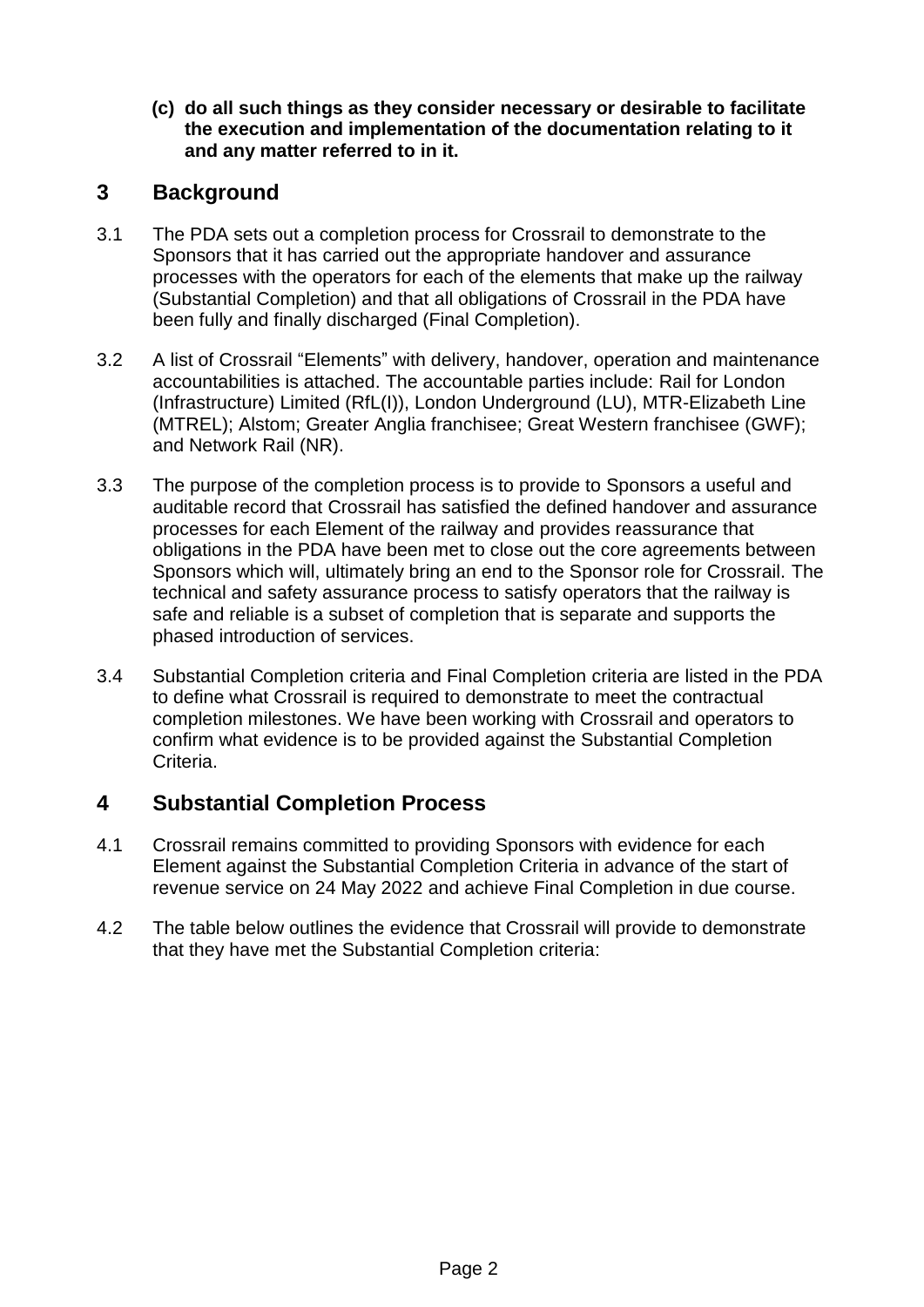**(c) do all such things as they consider necessary or desirable to facilitate the execution and implementation of the documentation relating to it and any matter referred to in it.**

## 3 Background

3.1 The PDA sets out a completion process for Crossrail to demonstrate to the Sponsors that it has carried out the appropriate handover and assurance processes with the operators for each of the elements that make up the railway (Substantial Completion) and that all obligations of Crossrail in the PDA have been fully and finally discharged (Final Completion).

3.2 A list of Crossrail "Elements" with delivery, handover, operation and maintenance accountabilities is attached. The accountable parties include: Rail for London (Infrastructure) Limited (RfL(I)), London Underground (LU), MTR-Elizabeth Line (MTREL); Alstom; Greater Anglia franchisee; Great Western franchisee (GWF); and Network Rail (NR).

3.3 The purpose of the completion process is to provide to Sponsors a useful and auditable record that Crossrail has satisfied the defined handover and assurance processes for each Element of the railway and provides reassurance that obligations in the PDA have been met to close out the core agreements between Sponsors which will, ultimately bring an end to the Sponsor role for Crossrail. The technical and safety assurance process to satisfy operators that the railway is safe and reliable is a subset of completion that is separate and supports the phased introduction of services.

3.4 Substantial Completion criteria and Final Completion criteria are listed in the PDA to define what Crossrail is required to demonstrate to meet the contractual completion milestones. We have been working with Crossrail and operators to confirm what evidence is to be provided against the Substantial Completion Criteria.

## 4 Substantial Completion Process

4.1 Crossrail remains committed to providing Sponsors with evidence for each Element against the Substantial Completion Criteria in advance of the start of revenue service on 24 May 2022 and achieve Final Completion in due course.

4.2 The table below outlines the evidence that Crossrail will provide to demonstrate that they have met the Substantial Completion criteria: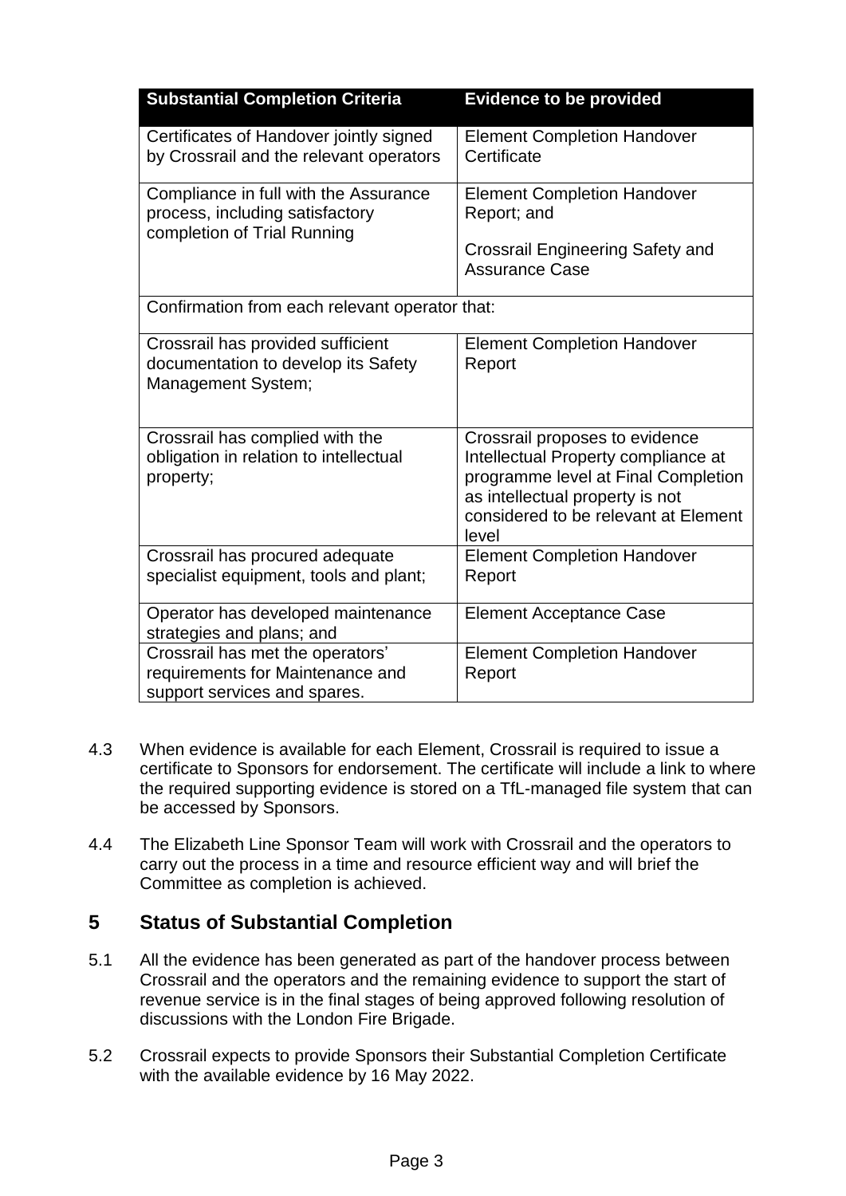| Substantial Completion Criteria | Evidence to be provided |
| --- | --- |
| Certificates of Handover jointly signed by Crossrail and the relevant operators | Element Completion Handover Certificate |
| Compliance in full with the Assurance process, including satisfactory completion of Trial Running | Element Completion Handover Report; and<br><br>Crossrail Engineering Safety and Assurance Case |
| Confirmation from each relevant operator that: | |
| Crossrail has provided sufficient documentation to develop its Safety Management System; | Element Completion Handover Report |
| Crossrail has complied with the obligation in relation to intellectual property; | Crossrail proposes to evidence Intellectual Property compliance at programme level at Final Completion as intellectual property is not considered to be relevant at Element level |
| Crossrail has procured adequate specialist equipment, tools and plant; | Element Completion Handover Report |
| Operator has developed maintenance strategies and plans; and | Element Acceptance Case |
| Crossrail has met the operators' requirements for Maintenance and support services and spares. | Element Completion Handover Report |

4.3 When evidence is available for each Element, Crossrail is required to issue a certificate to Sponsors for endorsement. The certificate will include a link to where the required supporting evidence is stored on a TfL-managed file system that can be accessed by Sponsors.

4.4 The Elizabeth Line Sponsor Team will work with Crossrail and the operators to carry out the process in a time and resource efficient way and will brief the Committee as completion is achieved.

## 5 Status of Substantial Completion

5.1 All the evidence has been generated as part of the handover process between Crossrail and the operators and the remaining evidence to support the start of revenue service is in the final stages of being approved following resolution of discussions with the London Fire Brigade.

5.2 Crossrail expects to provide Sponsors their Substantial Completion Certificate with the available evidence by 16 May 2022.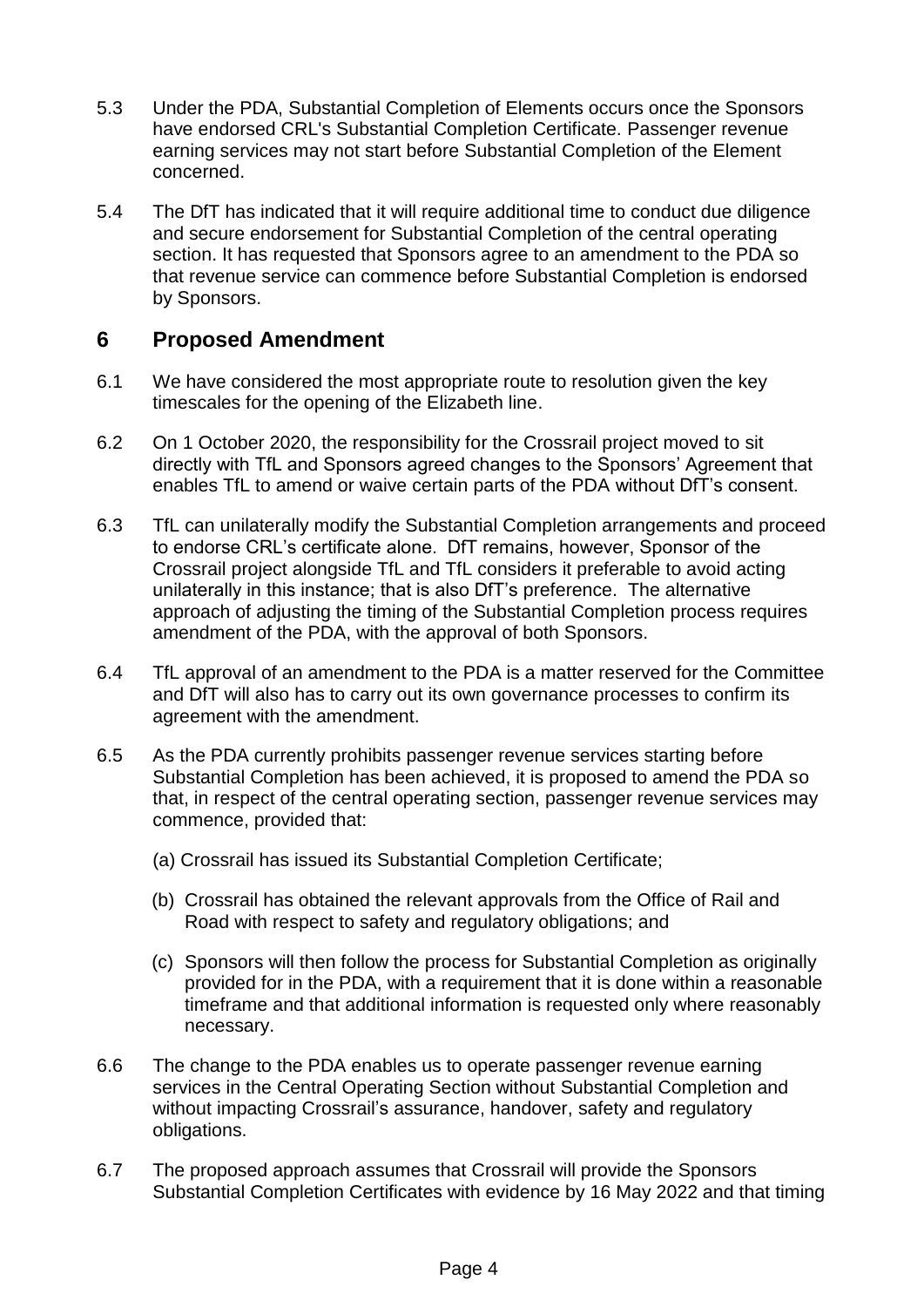5.3 Under the PDA, Substantial Completion of Elements occurs once the Sponsors have endorsed CRL's Substantial Completion Certificate. Passenger revenue earning services may not start before Substantial Completion of the Element concerned.

5.4 The DfT has indicated that it will require additional time to conduct due diligence and secure endorsement for Substantial Completion of the central operating section. It has requested that Sponsors agree to an amendment to the PDA so that revenue service can commence before Substantial Completion is endorsed by Sponsors.

## 6 Proposed Amendment

6.1 We have considered the most appropriate route to resolution given the key timescales for the opening of the Elizabeth line.

6.2 On 1 October 2020, the responsibility for the Crossrail project moved to sit directly with TfL and Sponsors agreed changes to the Sponsors' Agreement that enables TfL to amend or waive certain parts of the PDA without DfT's consent.

6.3 TfL can unilaterally modify the Substantial Completion arrangements and proceed to endorse CRL's certificate alone. DfT remains, however, Sponsor of the Crossrail project alongside TfL and TfL considers it preferable to avoid acting unilaterally in this instance; that is also DfT's preference. The alternative approach of adjusting the timing of the Substantial Completion process requires amendment of the PDA, with the approval of both Sponsors.

6.4 TfL approval of an amendment to the PDA is a matter reserved for the Committee and DfT will also has to carry out its own governance processes to confirm its agreement with the amendment.

6.5 As the PDA currently prohibits passenger revenue services starting before Substantial Completion has been achieved, it is proposed to amend the PDA so that, in respect of the central operating section, passenger revenue services may commence, provided that:

(a) Crossrail has issued its Substantial Completion Certificate;

(b) Crossrail has obtained the relevant approvals from the Office of Rail and Road with respect to safety and regulatory obligations; and

(c) Sponsors will then follow the process for Substantial Completion as originally provided for in the PDA, with a requirement that it is done within a reasonable timeframe and that additional information is requested only where reasonably necessary.

6.6 The change to the PDA enables us to operate passenger revenue earning services in the Central Operating Section without Substantial Completion and without impacting Crossrail's assurance, handover, safety and regulatory obligations.

6.7 The proposed approach assumes that Crossrail will provide the Sponsors Substantial Completion Certificates with evidence by 16 May 2022 and that timing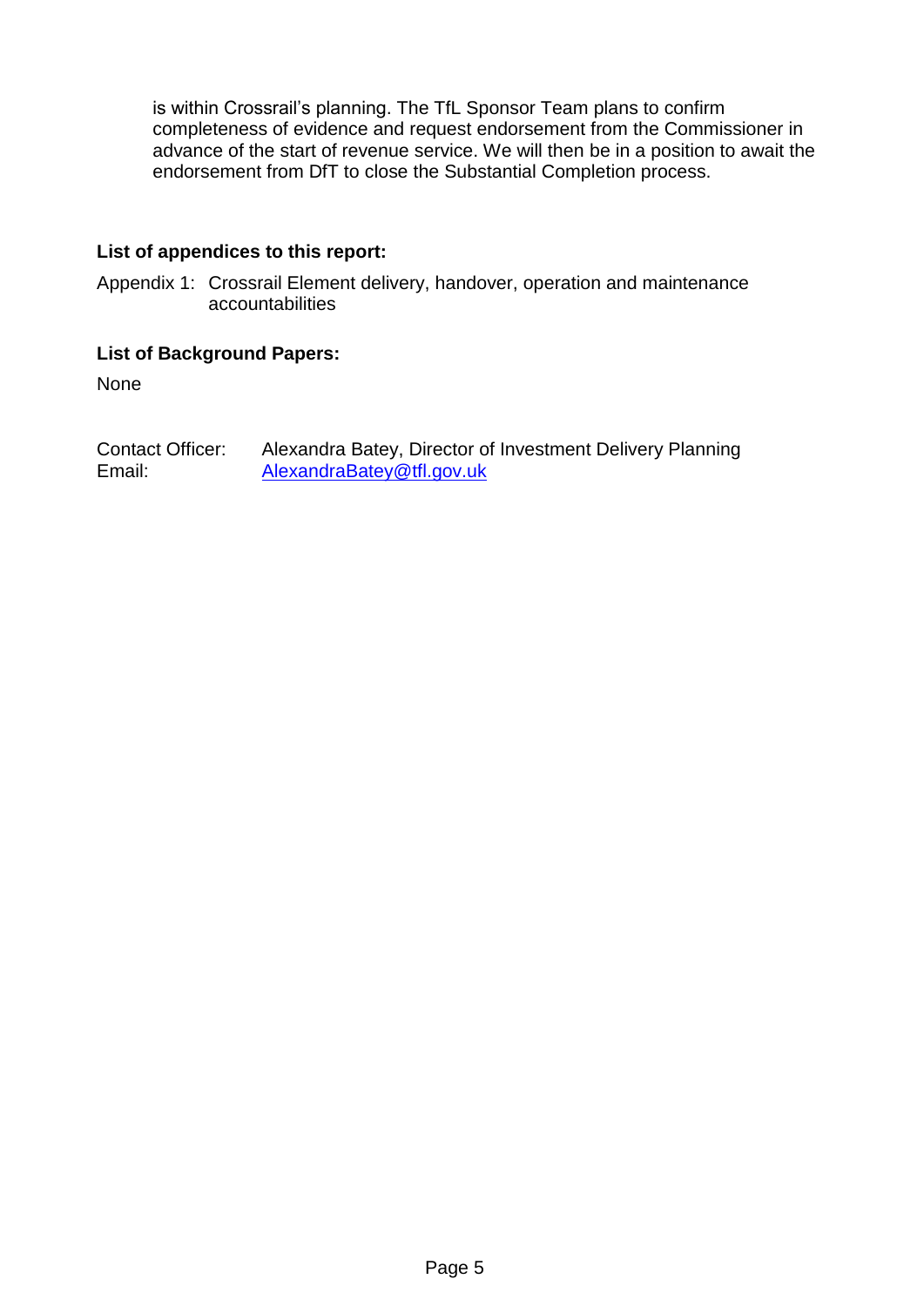is within Crossrail's planning. The TfL Sponsor Team plans to confirm completeness of evidence and request endorsement from the Commissioner in advance of the start of revenue service. We will then be in a position to await the endorsement from DfT to close the Substantial Completion process.

**List of appendices to this report:**

Appendix 1: Crossrail Element delivery, handover, operation and maintenance accountabilities

**List of Background Papers:**

None

Contact Officer: Alexandra Batey, Director of Investment Delivery Planning
Email: AlexandraBatey@tfl.gov.uk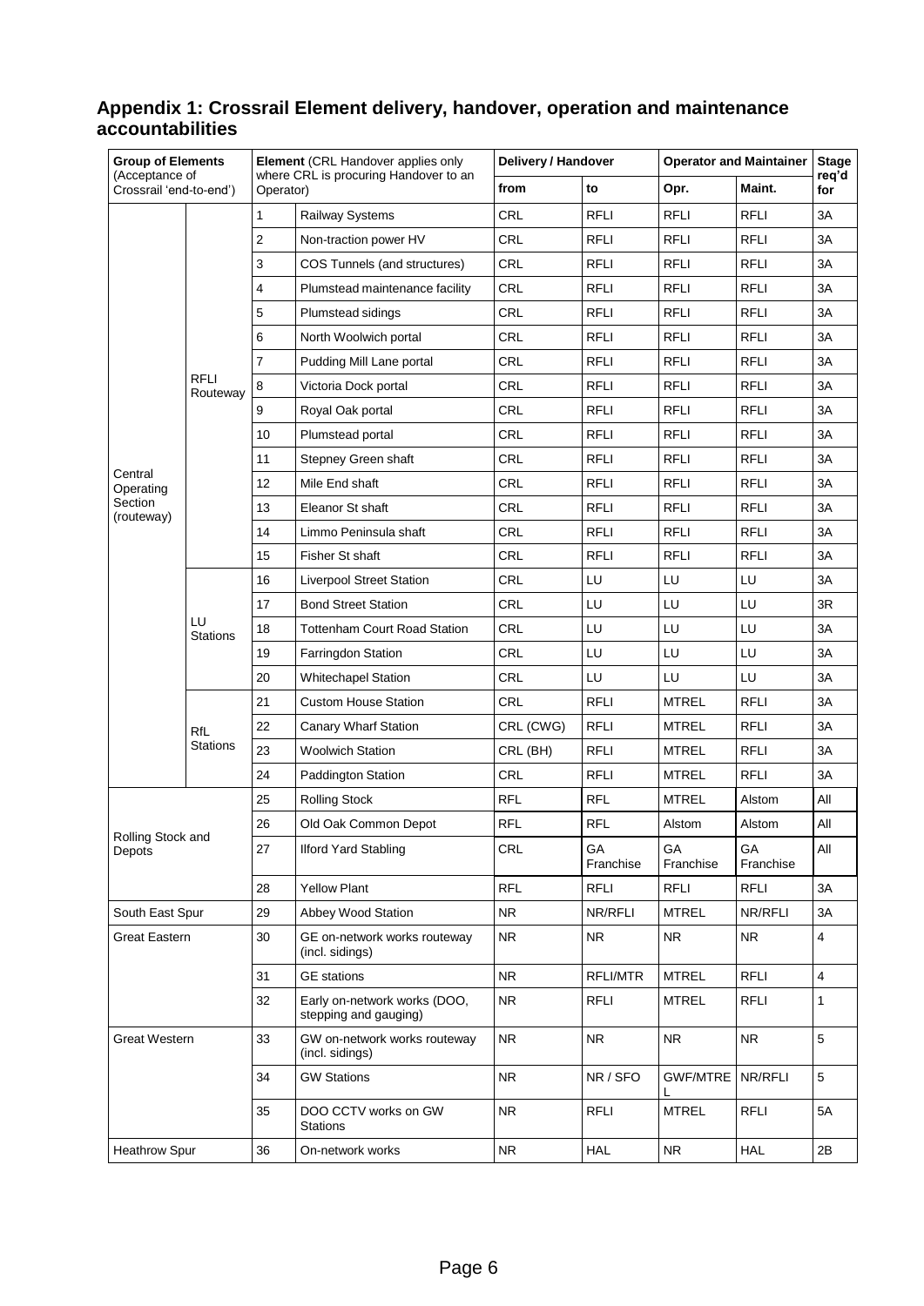## Appendix 1: Crossrail Element delivery, handover, operation and maintenance accountabilities

| Group of Elements (Acceptance of Crossrail 'end-to-end') | | Element (CRL Handover applies only where CRL is procuring Handover to an Operator) | | Delivery / Handover | | Operator and Maintainer | | Stage req'd for |
|---|---|---|---|---|---|---|---|---|
| | | | | from | to | Opr. | Maint. | |
| Central Operating Section (routeway) | RFLI Routeway | 1 | Railway Systems | CRL | RFLI | RFLI | RFLI | 3A |
| | | 2 | Non-traction power HV | CRL | RFLI | RFLI | RFLI | 3A |
| | | 3 | COS Tunnels (and structures) | CRL | RFLI | RFLI | RFLI | 3A |
| | | 4 | Plumstead maintenance facility | CRL | RFLI | RFLI | RFLI | 3A |
| | | 5 | Plumstead sidings | CRL | RFLI | RFLI | RFLI | 3A |
| | | 6 | North Woolwich portal | CRL | RFLI | RFLI | RFLI | 3A |
| | | 7 | Pudding Mill Lane portal | CRL | RFLI | RFLI | RFLI | 3A |
| | | 8 | Victoria Dock portal | CRL | RFLI | RFLI | RFLI | 3A |
| | | 9 | Royal Oak portal | CRL | RFLI | RFLI | RFLI | 3A |
| | | 10 | Plumstead portal | CRL | RFLI | RFLI | RFLI | 3A |
| | | 11 | Stepney Green shaft | CRL | RFLI | RFLI | RFLI | 3A |
| | | 12 | Mile End shaft | CRL | RFLI | RFLI | RFLI | 3A |
| | | 13 | Eleanor St shaft | CRL | RFLI | RFLI | RFLI | 3A |
| | | 14 | Limmo Peninsula shaft | CRL | RFLI | RFLI | RFLI | 3A |
| | | 15 | Fisher St shaft | CRL | RFLI | RFLI | RFLI | 3A |
| | LU Stations | 16 | Liverpool Street Station | CRL | LU | LU | LU | 3A |
| | | 17 | Bond Street Station | CRL | LU | LU | LU | 3R |
| | | 18 | Tottenham Court Road Station | CRL | LU | LU | LU | 3A |
| | | 19 | Farringdon Station | CRL | LU | LU | LU | 3A |
| | | 20 | Whitechapel Station | CRL | LU | LU | LU | 3A |
| | RfL Stations | 21 | Custom House Station | CRL | RFLI | MTREL | RFLI | 3A |
| | | 22 | Canary Wharf Station | CRL (CWG) | RFLI | MTREL | RFLI | 3A |
| | | 23 | Woolwich Station | CRL (BH) | RFLI | MTREL | RFLI | 3A |
| | | 24 | Paddington Station | CRL | RFLI | MTREL | RFLI | 3A |
| Rolling Stock and Depots | | 25 | Rolling Stock | RFL | RFL | MTREL | Alstom | All |
| | | 26 | Old Oak Common Depot | RFL | RFL | Alstom | Alstom | All |
| | | 27 | Ilford Yard Stabling | CRL | GA Franchise | GA Franchise | GA Franchise | All |
| | | 28 | Yellow Plant | RFL | RFLI | RFLI | RFLI | 3A |
| South East Spur | | 29 | Abbey Wood Station | NR | NR/RFLI | MTREL | NR/RFLI | 3A |
| Great Eastern | | 30 | GE on-network works routeway (incl. sidings) | NR | NR | NR | NR | 4 |
| | | 31 | GE stations | NR | RFLI/MTR | MTREL | RFLI | 4 |
| | | 32 | Early on-network works (DOO, stepping and gauging) | NR | RFLI | MTREL | RFLI | 1 |
| Great Western | | 33 | GW on-network works routeway (incl. sidings) | NR | NR | NR | NR | 5 |
| | | 34 | GW Stations | NR | NR / SFO | GWF/MTREL | NR/RFLI | 5 |
| | | 35 | DOO CCTV works on GW Stations | NR | RFLI | MTREL | RFLI | 5A |
| Heathrow Spur | | 36 | On-network works | NR | HAL | NR | HAL | 2B |